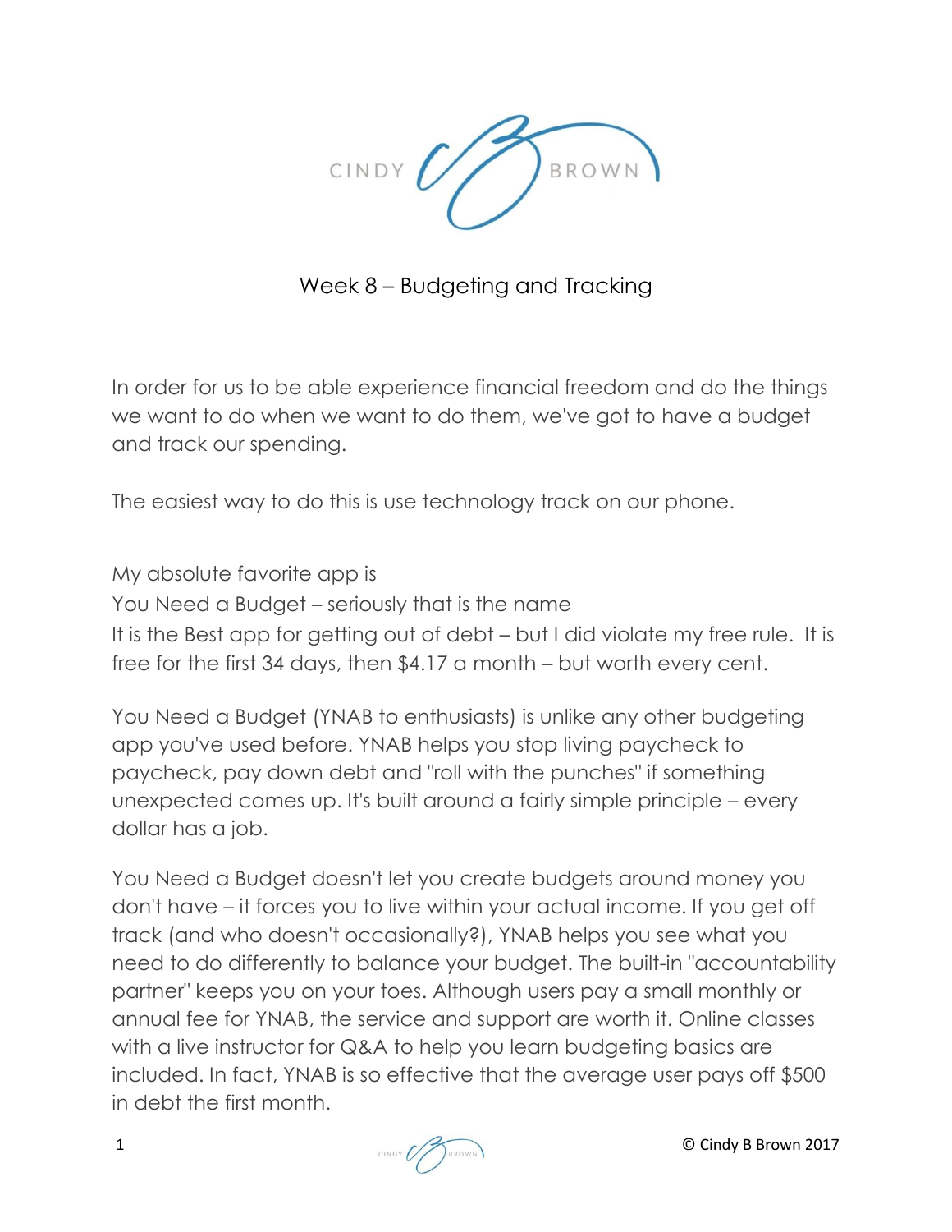# Week 8 – Budgeting and Tracking

In order for us to be able experience financial freedom and do the things we want to do when we want to do them, we've got to have a budget and track our spending.

The easiest way to do this is use technology track on our phone.

My absolute favorite app is
You Need a Budget – seriously that is the name
It is the Best app for getting out of debt – but I did violate my free rule. It is free for the first 34 days, then $4.17 a month – but worth every cent.

You Need a Budget (YNAB to enthusiasts) is unlike any other budgeting app you've used before. YNAB helps you stop living paycheck to paycheck, pay down debt and "roll with the punches" if something unexpected comes up. It's built around a fairly simple principle – every dollar has a job.

You Need a Budget doesn't let you create budgets around money you don't have – it forces you to live within your actual income. If you get off track (and who doesn't occasionally?), YNAB helps you see what you need to do differently to balance your budget. The built-in "accountability partner" keeps you on your toes. Although users pay a small monthly or annual fee for YNAB, the service and support are worth it. Online classes with a live instructor for Q&A to help you learn budgeting basics are included. In fact, YNAB is so effective that the average user pays off $500 in debt the first month.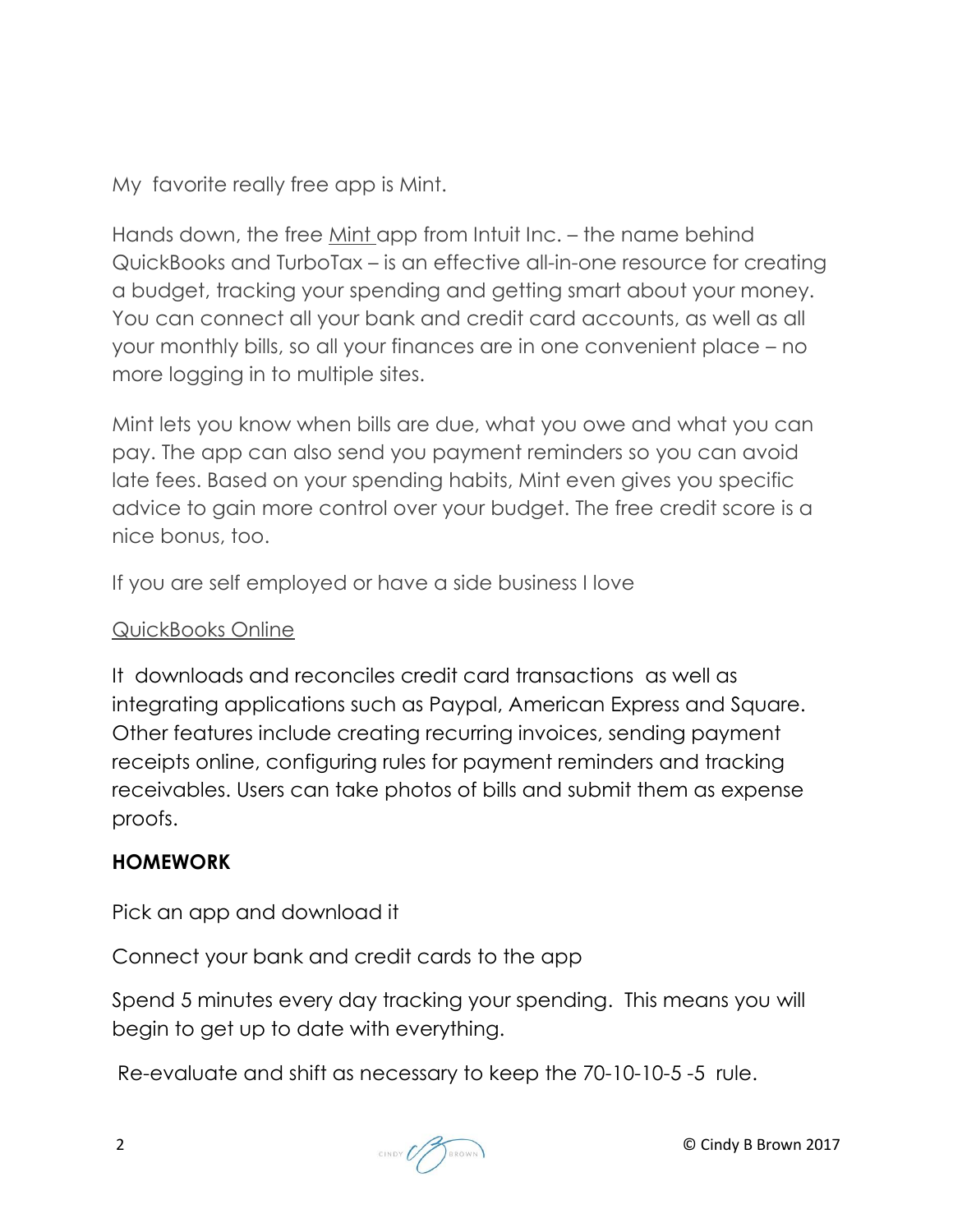My  favorite really free app is Mint.

Hands down, the free Mint app from Intuit Inc. – the name behind QuickBooks and TurboTax – is an effective all-in-one resource for creating a budget, tracking your spending and getting smart about your money. You can connect all your bank and credit card accounts, as well as all your monthly bills, so all your finances are in one convenient place – no more logging in to multiple sites.

Mint lets you know when bills are due, what you owe and what you can pay. The app can also send you payment reminders so you can avoid late fees. Based on your spending habits, Mint even gives you specific advice to gain more control over your budget. The free credit score is a nice bonus, too.

If you are self employed or have a side business I love

QuickBooks Online

It  downloads and reconciles credit card transactions  as well as integrating applications such as Paypal, American Express and Square. Other features include creating recurring invoices, sending payment receipts online, configuring rules for payment reminders and tracking receivables. Users can take photos of bills and submit them as expense proofs.

**HOMEWORK**

Pick an app and download it

Connect your bank and credit cards to the app

Spend 5 minutes every day tracking your spending.  This means you will begin to get up to date with everything.

Re-evaluate and shift as necessary to keep the 70-10-10-5 -5  rule.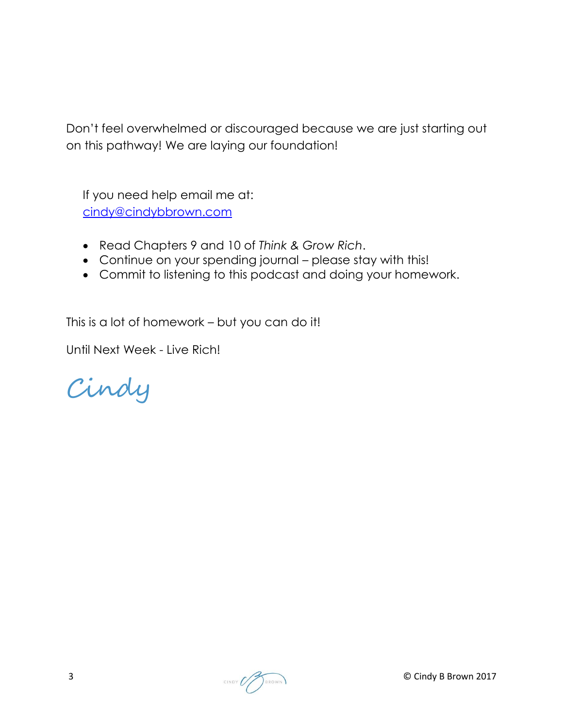Don't feel overwhelmed or discouraged because we are just starting out on this pathway! We are laying our foundation!

If you need help email me at:
[cindy@cindybbrown.com](mailto:cindy@cindybbrown.com)

- Read Chapters 9 and 10 of *Think & Grow Rich*.
- Continue on your spending journal – please stay with this!
- Commit to listening to this podcast and doing your homework.

This is a lot of homework – but you can do it!

Until Next Week - Live Rich!

Cindy